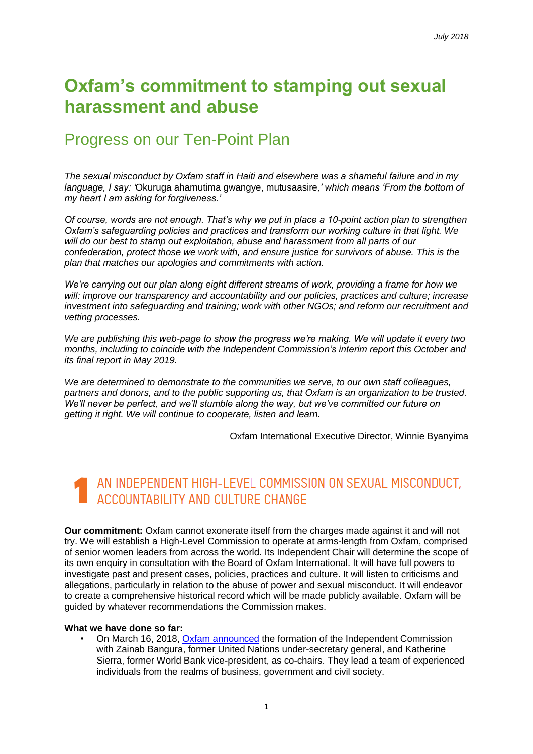*July 2018*

# Oxfam's commitment to stamping out sexual harassment and abuse

## Progress on our Ten-Point Plan

*The sexual misconduct by Oxfam staff in Haiti and elsewhere was a shameful failure and in my language, I say: '*Okuruga ahamutima gwangye, mutusaasire*,' which means 'From the bottom of my heart I am asking for forgiveness.'*

*Of course, words are not enough. That's why we put in place a 10-point action plan to strengthen Oxfam's safeguarding policies and practices and transform our working culture in that light. We will do our best to stamp out exploitation, abuse and harassment from all parts of our confederation, protect those we work with, and ensure justice for survivors of abuse. This is the plan that matches our apologies and commitments with action.*

*We're carrying out our plan along eight different streams of work, providing a frame for how we will: improve our transparency and accountability and our policies, practices and culture; increase investment into safeguarding and training; work with other NGOs; and reform our recruitment and vetting processes.*

*We are publishing this web-page to show the progress we're making. We will update it every two months, including to coincide with the Independent Commission's interim report this October and its final report in May 2019.*

*We are determined to demonstrate to the communities we serve, to our own staff colleagues, partners and donors, and to the public supporting us, that Oxfam is an organization to be trusted. We'll never be perfect, and we'll stumble along the way, but we've committed our future on getting it right. We will continue to cooperate, listen and learn.*

Oxfam International Executive Director, Winnie Byanyima

## 1 AN INDEPENDENT HIGH-LEVEL COMMISSION ON SEXUAL MISCONDUCT, ACCOUNTABILITY AND CULTURE CHANGE

**Our commitment:** Oxfam cannot exonerate itself from the charges made against it and will not try. We will establish a High-Level Commission to operate at arms-length from Oxfam, comprised of senior women leaders from across the world. Its Independent Chair will determine the scope of its own enquiry in consultation with the Board of Oxfam International. It will have full powers to investigate past and present cases, policies, practices and culture. It will listen to criticisms and allegations, particularly in relation to the abuse of power and sexual misconduct. It will endeavor to create a comprehensive historical record which will be made publicly available. Oxfam will be guided by whatever recommendations the Commission makes.

**What we have done so far:**

- On March 16, 2018, Oxfam announced the formation of the Independent Commission with Zainab Bangura, former United Nations under-secretary general, and Katherine Sierra, former World Bank vice-president, as co-chairs. They lead a team of experienced individuals from the realms of business, government and civil society.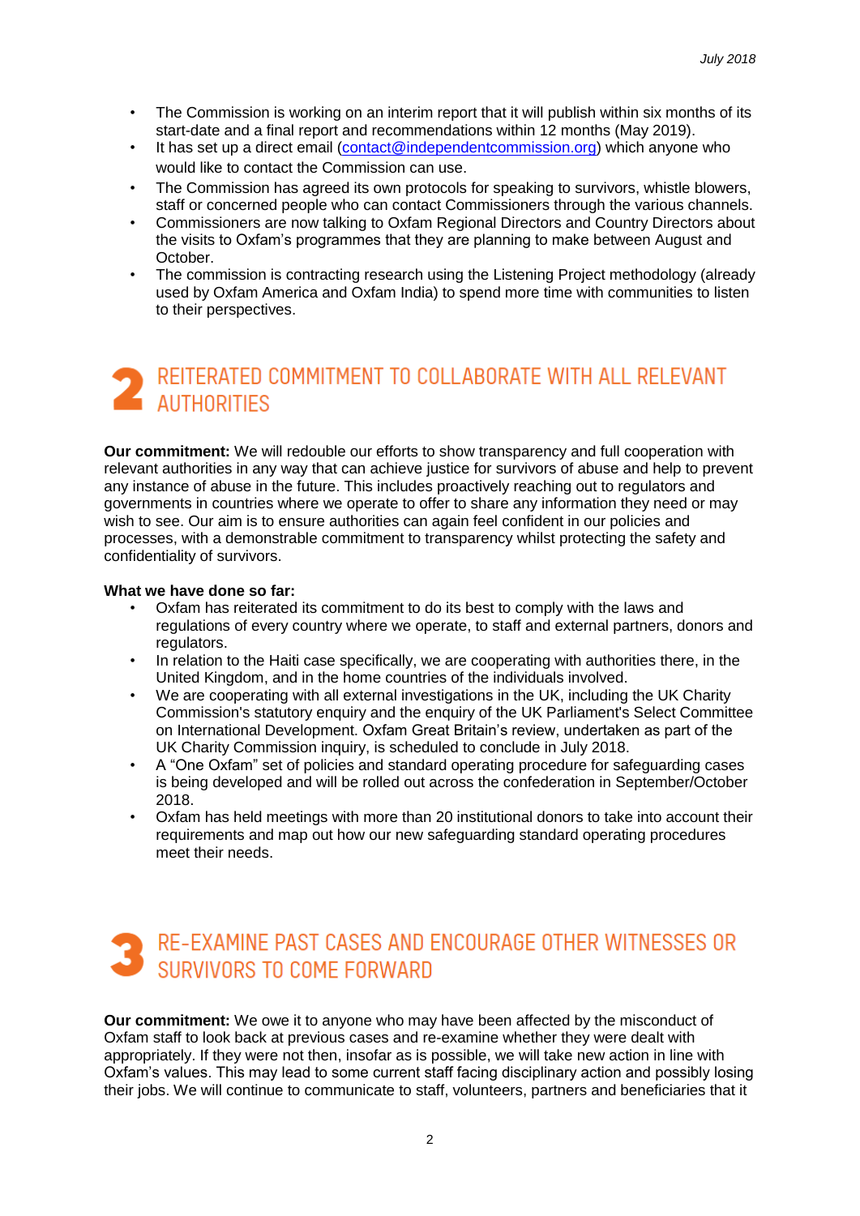- The Commission is working on an interim report that it will publish within six months of its start-date and a final report and recommendations within 12 months (May 2019).
- It has set up a direct email (contact@independentcommission.org) which anyone who would like to contact the Commission can use.
- The Commission has agreed its own protocols for speaking to survivors, whistle blowers, staff or concerned people who can contact Commissioners through the various channels.
- Commissioners are now talking to Oxfam Regional Directors and Country Directors about the visits to Oxfam's programmes that they are planning to make between August and October.
- The commission is contracting research using the Listening Project methodology (already used by Oxfam America and Oxfam India) to spend more time with communities to listen to their perspectives.

## 2 REITERATED COMMITMENT TO COLLABORATE WITH ALL RELEVANT AUTHORITIES

**Our commitment:** We will redouble our efforts to show transparency and full cooperation with relevant authorities in any way that can achieve justice for survivors of abuse and help to prevent any instance of abuse in the future. This includes proactively reaching out to regulators and governments in countries where we operate to offer to share any information they need or may wish to see. Our aim is to ensure authorities can again feel confident in our policies and processes, with a demonstrable commitment to transparency whilst protecting the safety and confidentiality of survivors.

**What we have done so far:**

- Oxfam has reiterated its commitment to do its best to comply with the laws and regulations of every country where we operate, to staff and external partners, donors and regulators.
- In relation to the Haiti case specifically, we are cooperating with authorities there, in the United Kingdom, and in the home countries of the individuals involved.
- We are cooperating with all external investigations in the UK, including the UK Charity Commission's statutory enquiry and the enquiry of the UK Parliament's Select Committee on International Development. Oxfam Great Britain's review, undertaken as part of the UK Charity Commission inquiry, is scheduled to conclude in July 2018.
- A "One Oxfam" set of policies and standard operating procedure for safeguarding cases is being developed and will be rolled out across the confederation in September/October 2018.
- Oxfam has held meetings with more than 20 institutional donors to take into account their requirements and map out how our new safeguarding standard operating procedures meet their needs.

## 3 RE-EXAMINE PAST CASES AND ENCOURAGE OTHER WITNESSES OR SURVIVORS TO COME FORWARD

**Our commitment:** We owe it to anyone who may have been affected by the misconduct of Oxfam staff to look back at previous cases and re-examine whether they were dealt with appropriately. If they were not then, insofar as is possible, we will take new action in line with Oxfam's values. This may lead to some current staff facing disciplinary action and possibly losing their jobs. We will continue to communicate to staff, volunteers, partners and beneficiaries that it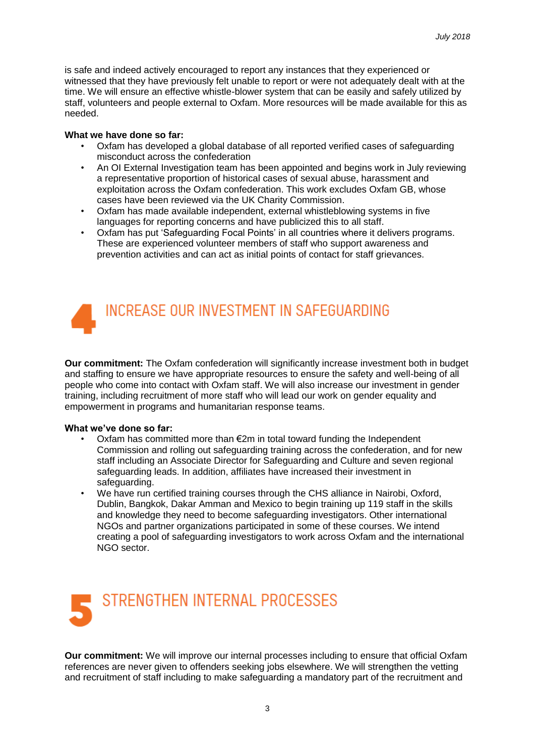is safe and indeed actively encouraged to report any instances that they experienced or witnessed that they have previously felt unable to report or were not adequately dealt with at the time. We will ensure an effective whistle-blower system that can be easily and safely utilized by staff, volunteers and people external to Oxfam. More resources will be made available for this as needed.

**What we have done so far:**

- Oxfam has developed a global database of all reported verified cases of safeguarding misconduct across the confederation
- An OI External Investigation team has been appointed and begins work in July reviewing a representative proportion of historical cases of sexual abuse, harassment and exploitation across the Oxfam confederation. This work excludes Oxfam GB, whose cases have been reviewed via the UK Charity Commission.
- Oxfam has made available independent, external whistleblowing systems in five languages for reporting concerns and have publicized this to all staff.
- Oxfam has put 'Safeguarding Focal Points' in all countries where it delivers programs. These are experienced volunteer members of staff who support awareness and prevention activities and can act as initial points of contact for staff grievances.

## 4 INCREASE OUR INVESTMENT IN SAFEGUARDING

**Our commitment:** The Oxfam confederation will significantly increase investment both in budget and staffing to ensure we have appropriate resources to ensure the safety and well-being of all people who come into contact with Oxfam staff. We will also increase our investment in gender training, including recruitment of more staff who will lead our work on gender equality and empowerment in programs and humanitarian response teams.

**What we've done so far:**

- Oxfam has committed more than €2m in total toward funding the Independent Commission and rolling out safeguarding training across the confederation, and for new staff including an Associate Director for Safeguarding and Culture and seven regional safeguarding leads. In addition, affiliates have increased their investment in safeguarding.
- We have run certified training courses through the CHS alliance in Nairobi, Oxford, Dublin, Bangkok, Dakar Amman and Mexico to begin training up 119 staff in the skills and knowledge they need to become safeguarding investigators. Other international NGOs and partner organizations participated in some of these courses. We intend creating a pool of safeguarding investigators to work across Oxfam and the international NGO sector.

## 5 STRENGTHEN INTERNAL PROCESSES

**Our commitment:** We will improve our internal processes including to ensure that official Oxfam references are never given to offenders seeking jobs elsewhere. We will strengthen the vetting and recruitment of staff including to make safeguarding a mandatory part of the recruitment and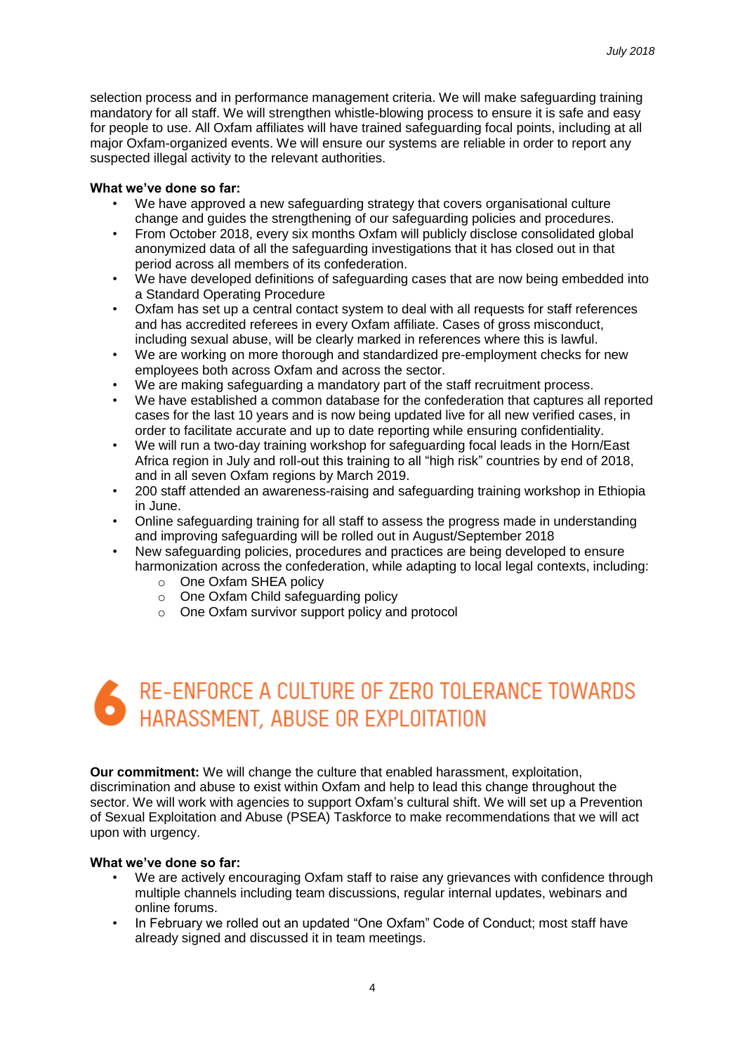selection process and in performance management criteria. We will make safeguarding training mandatory for all staff. We will strengthen whistle-blowing process to ensure it is safe and easy for people to use. All Oxfam affiliates will have trained safeguarding focal points, including at all major Oxfam-organized events. We will ensure our systems are reliable in order to report any suspected illegal activity to the relevant authorities.

**What we've done so far:**

- We have approved a new safeguarding strategy that covers organisational culture change and guides the strengthening of our safeguarding policies and procedures.
- From October 2018, every six months Oxfam will publicly disclose consolidated global anonymized data of all the safeguarding investigations that it has closed out in that period across all members of its confederation.
- We have developed definitions of safeguarding cases that are now being embedded into a Standard Operating Procedure
- Oxfam has set up a central contact system to deal with all requests for staff references and has accredited referees in every Oxfam affiliate. Cases of gross misconduct, including sexual abuse, will be clearly marked in references where this is lawful.
- We are working on more thorough and standardized pre-employment checks for new employees both across Oxfam and across the sector.
- We are making safeguarding a mandatory part of the staff recruitment process.
- We have established a common database for the confederation that captures all reported cases for the last 10 years and is now being updated live for all new verified cases, in order to facilitate accurate and up to date reporting while ensuring confidentiality.
- We will run a two-day training workshop for safeguarding focal leads in the Horn/East Africa region in July and roll-out this training to all "high risk" countries by end of 2018, and in all seven Oxfam regions by March 2019.
- 200 staff attended an awareness-raising and safeguarding training workshop in Ethiopia in June.
- Online safeguarding training for all staff to assess the progress made in understanding and improving safeguarding will be rolled out in August/September 2018
- New safeguarding policies, procedures and practices are being developed to ensure harmonization across the confederation, while adapting to local legal contexts, including:
  - One Oxfam SHEA policy
  - One Oxfam Child safeguarding policy
  - One Oxfam survivor support policy and protocol

## 6 RE-ENFORCE A CULTURE OF ZERO TOLERANCE TOWARDS HARASSMENT, ABUSE OR EXPLOITATION

**Our commitment:** We will change the culture that enabled harassment, exploitation, discrimination and abuse to exist within Oxfam and help to lead this change throughout the sector. We will work with agencies to support Oxfam's cultural shift. We will set up a Prevention of Sexual Exploitation and Abuse (PSEA) Taskforce to make recommendations that we will act upon with urgency.

**What we've done so far:**

- We are actively encouraging Oxfam staff to raise any grievances with confidence through multiple channels including team discussions, regular internal updates, webinars and online forums.
- In February we rolled out an updated "One Oxfam" Code of Conduct; most staff have already signed and discussed it in team meetings.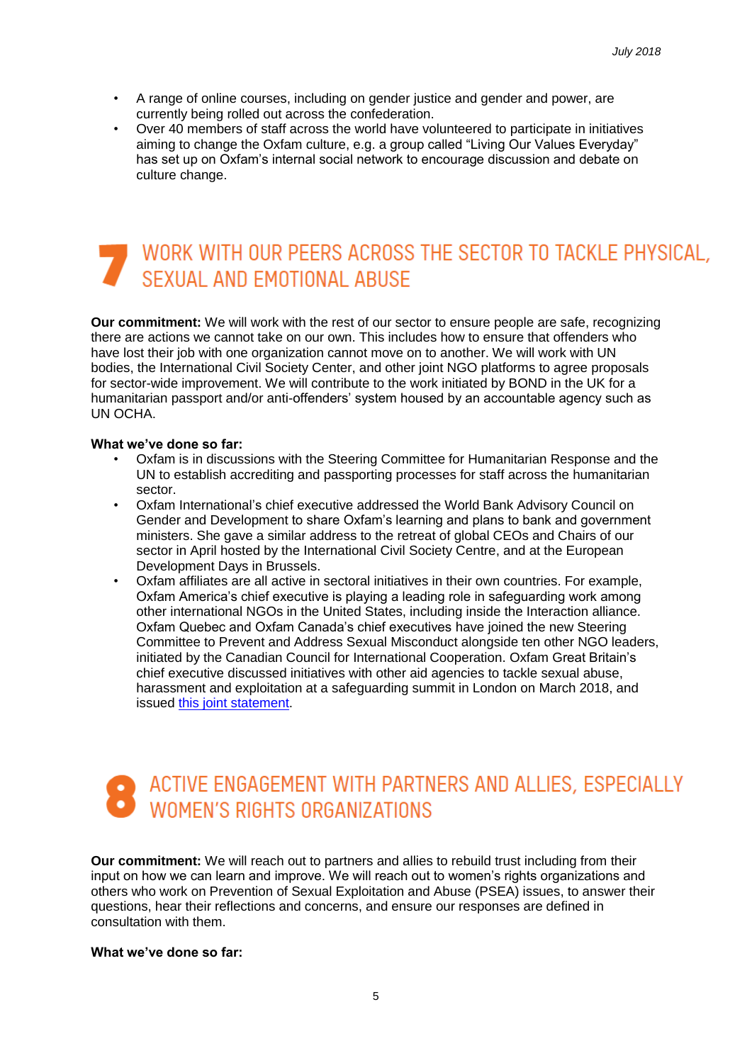- A range of online courses, including on gender justice and gender and power, are currently being rolled out across the confederation.
- Over 40 members of staff across the world have volunteered to participate in initiatives aiming to change the Oxfam culture, e.g. a group called "Living Our Values Everyday" has set up on Oxfam's internal social network to encourage discussion and debate on culture change.

## 7 WORK WITH OUR PEERS ACROSS THE SECTOR TO TACKLE PHYSICAL, SEXUAL AND EMOTIONAL ABUSE

**Our commitment:** We will work with the rest of our sector to ensure people are safe, recognizing there are actions we cannot take on our own. This includes how to ensure that offenders who have lost their job with one organization cannot move on to another. We will work with UN bodies, the International Civil Society Center, and other joint NGO platforms to agree proposals for sector-wide improvement. We will contribute to the work initiated by BOND in the UK for a humanitarian passport and/or anti-offenders' system housed by an accountable agency such as UN OCHA.

**What we've done so far:**

- Oxfam is in discussions with the Steering Committee for Humanitarian Response and the UN to establish accrediting and passporting processes for staff across the humanitarian sector.
- Oxfam International's chief executive addressed the World Bank Advisory Council on Gender and Development to share Oxfam's learning and plans to bank and government ministers. She gave a similar address to the retreat of global CEOs and Chairs of our sector in April hosted by the International Civil Society Centre, and at the European Development Days in Brussels.
- Oxfam affiliates are all active in sectoral initiatives in their own countries. For example, Oxfam America's chief executive is playing a leading role in safeguarding work among other international NGOs in the United States, including inside the Interaction alliance. Oxfam Quebec and Oxfam Canada's chief executives have joined the new Steering Committee to Prevent and Address Sexual Misconduct alongside ten other NGO leaders, initiated by the Canadian Council for International Cooperation. Oxfam Great Britain's chief executive discussed initiatives with other aid agencies to tackle sexual abuse, harassment and exploitation at a safeguarding summit in London on March 2018, and issued this joint statement.

## 8 ACTIVE ENGAGEMENT WITH PARTNERS AND ALLIES, ESPECIALLY WOMEN'S RIGHTS ORGANIZATIONS

**Our commitment:** We will reach out to partners and allies to rebuild trust including from their input on how we can learn and improve. We will reach out to women's rights organizations and others who work on Prevention of Sexual Exploitation and Abuse (PSEA) issues, to answer their questions, hear their reflections and concerns, and ensure our responses are defined in consultation with them.

**What we've done so far:**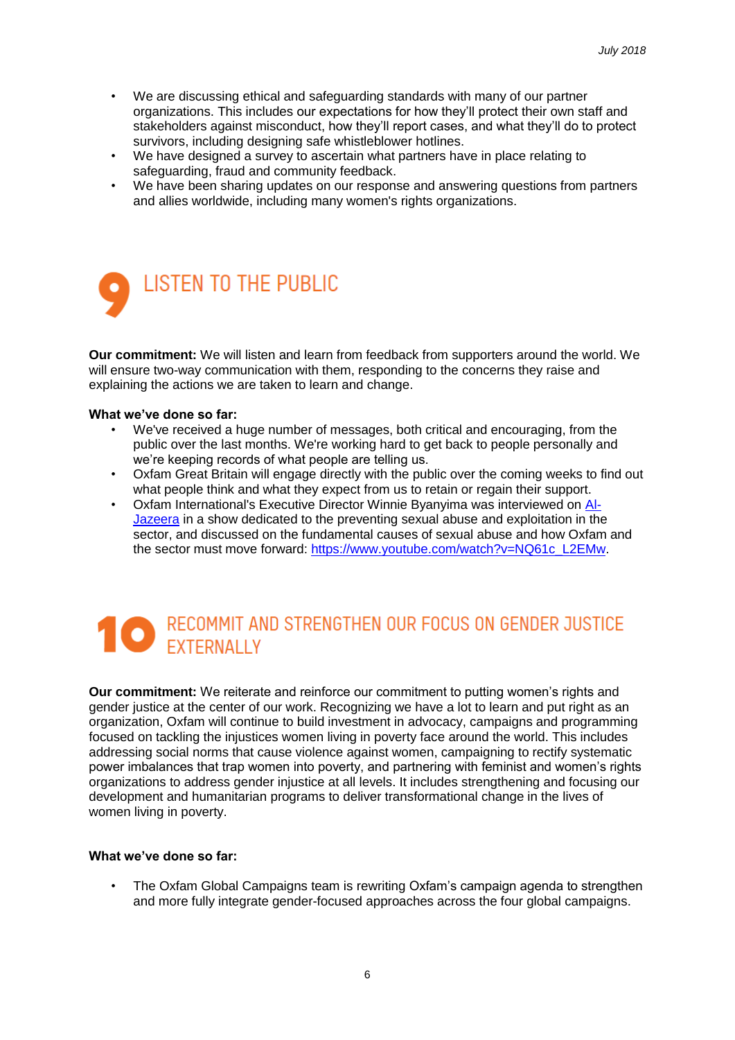- We are discussing ethical and safeguarding standards with many of our partner organizations. This includes our expectations for how they'll protect their own staff and stakeholders against misconduct, how they'll report cases, and what they'll do to protect survivors, including designing safe whistleblower hotlines.
- We have designed a survey to ascertain what partners have in place relating to safeguarding, fraud and community feedback.
- We have been sharing updates on our response and answering questions from partners and allies worldwide, including many women's rights organizations.

## 9 LISTEN TO THE PUBLIC

**Our commitment:** We will listen and learn from feedback from supporters around the world. We will ensure two-way communication with them, responding to the concerns they raise and explaining the actions we are taken to learn and change.

**What we've done so far:**

- We've received a huge number of messages, both critical and encouraging, from the public over the last months. We're working hard to get back to people personally and we're keeping records of what people are telling us.
- Oxfam Great Britain will engage directly with the public over the coming weeks to find out what people think and what they expect from us to retain or regain their support.
- Oxfam International's Executive Director Winnie Byanyima was interviewed on [Al-Jazeera](https://www.youtube.com/watch?v=NQ61c_L2EMw) in a show dedicated to the preventing sexual abuse and exploitation in the sector, and discussed on the fundamental causes of sexual abuse and how Oxfam and the sector must move forward: [https://www.youtube.com/watch?v=NQ61c_L2EMw](https://www.youtube.com/watch?v=NQ61c_L2EMw).

## 10 RECOMMIT AND STRENGTHEN OUR FOCUS ON GENDER JUSTICE EXTERNALLY

**Our commitment:** We reiterate and reinforce our commitment to putting women's rights and gender justice at the center of our work. Recognizing we have a lot to learn and put right as an organization, Oxfam will continue to build investment in advocacy, campaigns and programming focused on tackling the injustices women living in poverty face around the world. This includes addressing social norms that cause violence against women, campaigning to rectify systematic power imbalances that trap women into poverty, and partnering with feminist and women's rights organizations to address gender injustice at all levels. It includes strengthening and focusing our development and humanitarian programs to deliver transformational change in the lives of women living in poverty.

**What we've done so far:**

- The Oxfam Global Campaigns team is rewriting Oxfam's campaign agenda to strengthen and more fully integrate gender-focused approaches across the four global campaigns.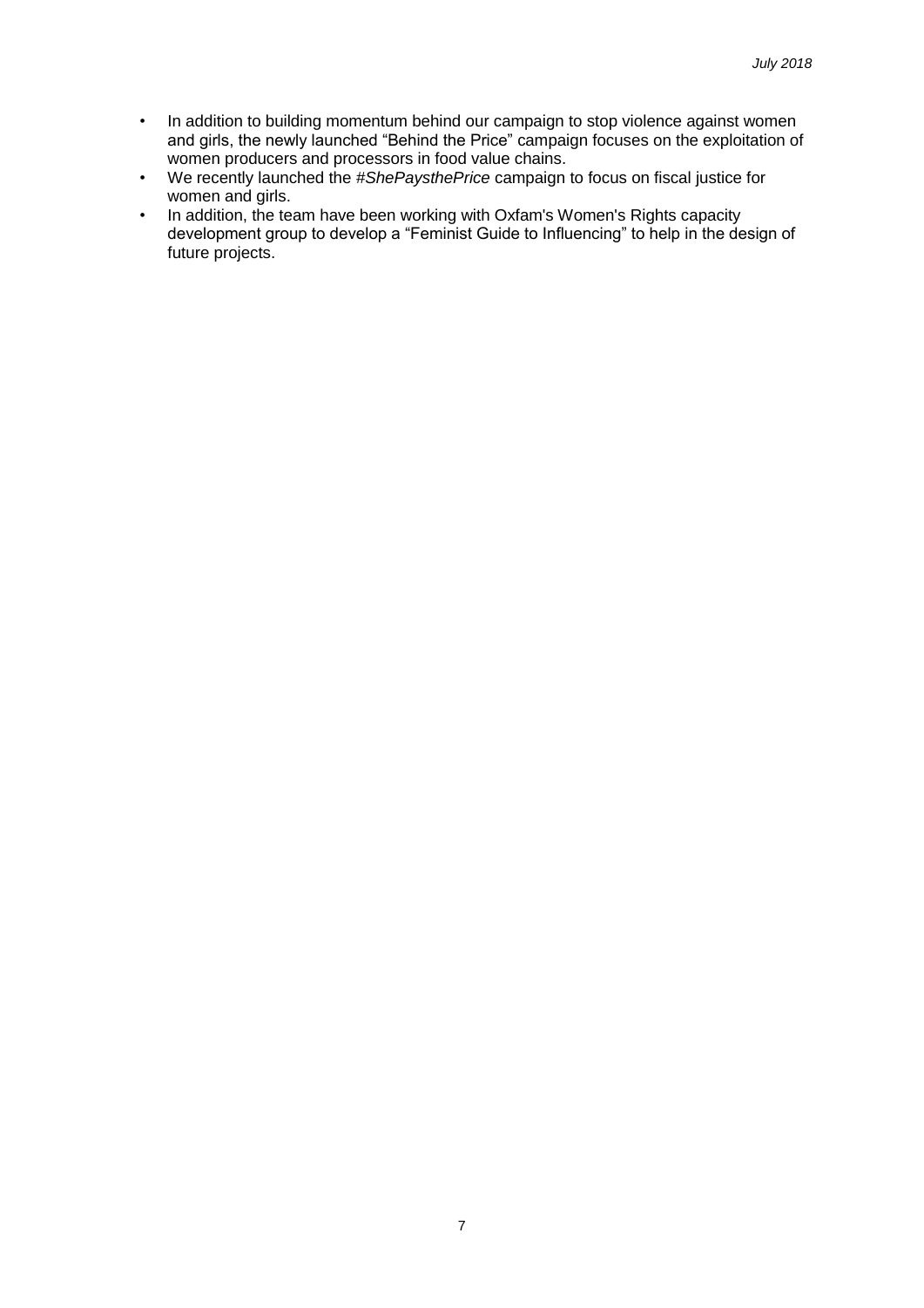- In addition to building momentum behind our campaign to stop violence against women and girls, the newly launched "Behind the Price" campaign focuses on the exploitation of women producers and processors in food value chains.
- We recently launched the *#ShePaysthePrice* campaign to focus on fiscal justice for women and girls.
- In addition, the team have been working with Oxfam's Women's Rights capacity development group to develop a "Feminist Guide to Influencing" to help in the design of future projects.